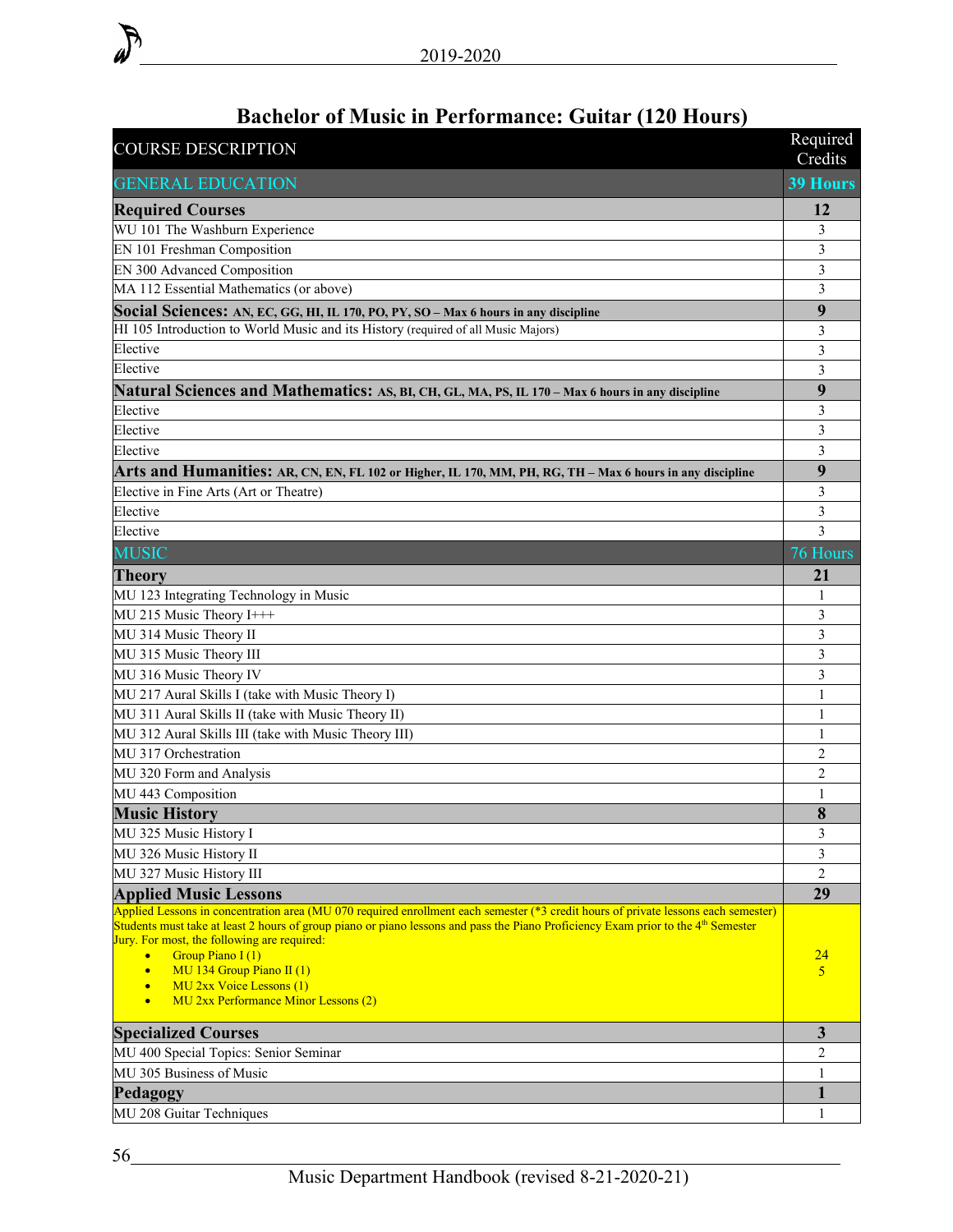# Bachelor of Music in Performance: Guitar (120 Hours)

| COURSE DESCRIPTION | Required Credits |
|---|---|
| GENERAL EDUCATION | 39 Hours |
| **Required Courses** | **12** |
| WU 101 The Washburn Experience | 3 |
| EN 101 Freshman Composition | 3 |
| EN 300 Advanced Composition | 3 |
| MA 112 Essential Mathematics (or above) | 3 |
| **Social Sciences: AN, EC, GG, HI, IL 170, PO, PY, SO – Max 6 hours in any discipline** | **9** |
| HI 105 Introduction to World Music and its History (required of all Music Majors) | 3 |
| Elective | 3 |
| Elective | 3 |
| **Natural Sciences and Mathematics: AS, BI, CH, GL, MA, PS, IL 170 – Max 6 hours in any discipline** | **9** |
| Elective | 3 |
| Elective | 3 |
| Elective | 3 |
| **Arts and Humanities: AR, CN, EN, FL 102 or Higher, IL 170, MM, PH, RG, TH – Max 6 hours in any discipline** | **9** |
| Elective in Fine Arts (Art or Theatre) | 3 |
| Elective | 3 |
| Elective | 3 |
| MUSIC | 76 Hours |
| **Theory** | **21** |
| MU 123 Integrating Technology in Music | 1 |
| MU 215 Music Theory I+++ | 3 |
| MU 314 Music Theory II | 3 |
| MU 315 Music Theory III | 3 |
| MU 316 Music Theory IV | 3 |
| MU 217 Aural Skills I (take with Music Theory I) | 1 |
| MU 311 Aural Skills II (take with Music Theory II) | 1 |
| MU 312 Aural Skills III (take with Music Theory III) | 1 |
| MU 317 Orchestration | 2 |
| MU 320 Form and Analysis | 2 |
| MU 443 Composition | 1 |
| **Music History** | **8** |
| MU 325 Music History I | 3 |
| MU 326 Music History II | 3 |
| MU 327 Music History III | 2 |
| **Applied Music Lessons** | **29** |
| Applied Lessons in concentration area (MU 070 required enrollment each semester (*3 credit hours of private lessons each semester) Students must take at least 2 hours of group piano or piano lessons and pass the Piano Proficiency Exam prior to the 4th Semester Jury. For most, the following are required:<br>• Group Piano I (1)<br>• MU 134 Group Piano II (1)<br>• MU 2xx Voice Lessons (1)<br>• MU 2xx Performance Minor Lessons (2) | 24<br>5 |
| **Specialized Courses** | **3** |
| MU 400 Special Topics: Senior Seminar | 2 |
| MU 305 Business of Music | 1 |
| **Pedagogy** | **1** |
| MU 208 Guitar Techniques | 1 |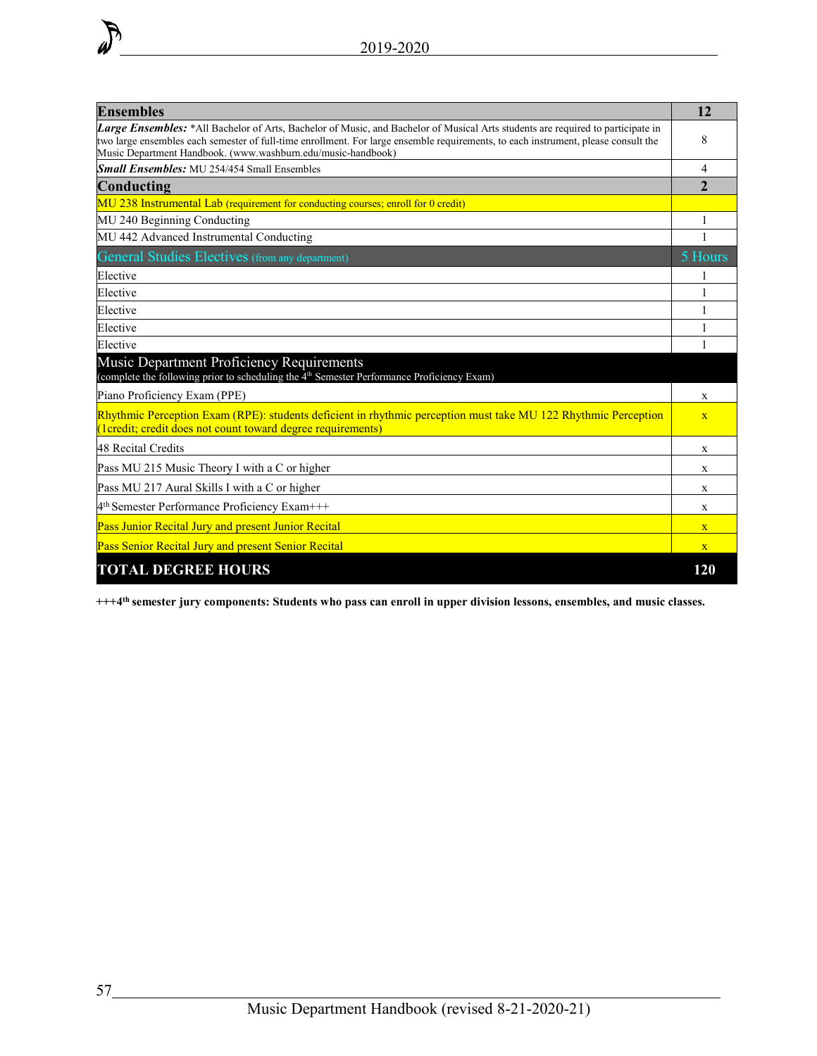| **Ensembles** | **12** |
|---|---|
| ***Large Ensembles:*** *All Bachelor of Arts, Bachelor of Music, and Bachelor of Musical Arts students are required to participate in two large ensembles each semester of full-time enrollment. For large ensemble requirements, to each instrument, please consult the Music Department Handbook. (www.washburn.edu/music-handbook) | 8 |
| ***Small Ensembles:*** MU 254/454 Small Ensembles | 4 |
| **Conducting** | **2** |
| MU 238 Instrumental Lab (requirement for conducting courses; enroll for 0 credit) | |
| MU 240 Beginning Conducting | 1 |
| MU 442 Advanced Instrumental Conducting | 1 |
| General Studies Electives (from any department) | 5 Hours |
| Elective | 1 |
| Elective | 1 |
| Elective | 1 |
| Elective | 1 |
| Elective | 1 |
| Music Department Proficiency Requirements (complete the following prior to scheduling the 4th Semester Performance Proficiency Exam) | |
| Piano Proficiency Exam (PPE) | x |
| Rhythmic Perception Exam (RPE): students deficient in rhythmic perception must take MU 122 Rhythmic Perception (1credit; credit does not count toward degree requirements) | x |
| 48 Recital Credits | x |
| Pass MU 215 Music Theory I with a C or higher | x |
| Pass MU 217 Aural Skills I with a C or higher | x |
| 4th Semester Performance Proficiency Exam+++ | x |
| Pass Junior Recital Jury and present Junior Recital | x |
| Pass Senior Recital Jury and present Senior Recital | x |
| **TOTAL DEGREE HOURS** | **120** |

**+++4th semester jury components: Students who pass can enroll in upper division lessons, ensembles, and music classes.**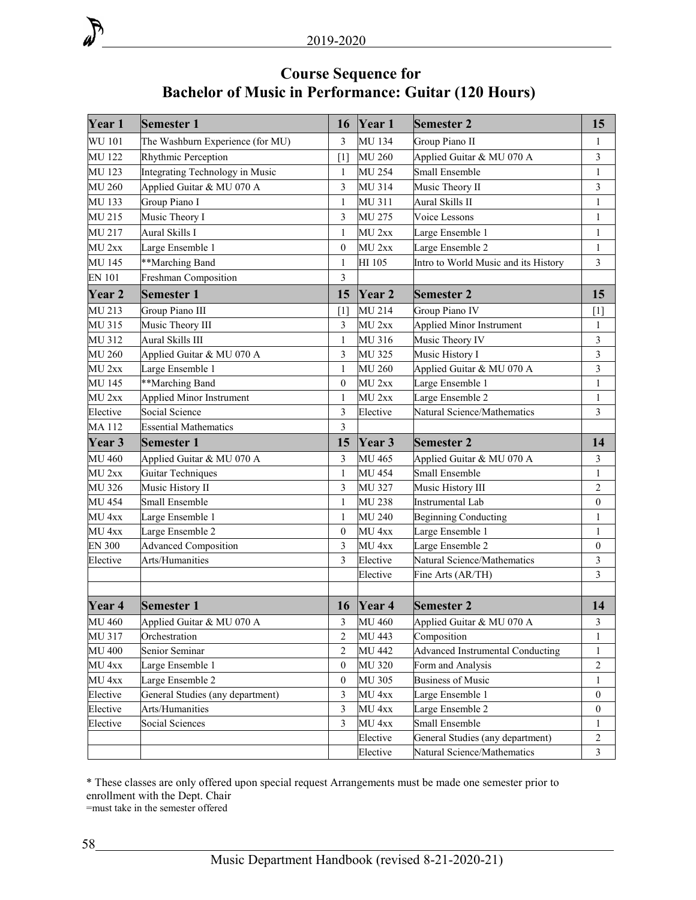## Course Sequence for Bachelor of Music in Performance: Guitar (120 Hours)

| Year 1 | Semester 1 | 16 | Year 1 | Semester 2 | 15 |
|---|---|---|---|---|---|
| WU 101 | The Washburn Experience (for MU) | 3 | MU 134 | Group Piano II | 1 |
| MU 122 | Rhythmic Perception | [1] | MU 260 | Applied Guitar & MU 070 A | 3 |
| MU 123 | Integrating Technology in Music | 1 | MU 254 | Small Ensemble | 1 |
| MU 260 | Applied Guitar & MU 070 A | 3 | MU 314 | Music Theory II | 3 |
| MU 133 | Group Piano I | 1 | MU 311 | Aural Skills II | 1 |
| MU 215 | Music Theory I | 3 | MU 275 | Voice Lessons | 1 |
| MU 217 | Aural Skills I | 1 | MU 2xx | Large Ensemble 1 | 1 |
| MU 2xx | Large Ensemble 1 | 0 | MU 2xx | Large Ensemble 2 | 1 |
| MU 145 | **Marching Band | 1 | HI 105 | Intro to World Music and its History | 3 |
| EN 101 | Freshman Composition | 3 | | | |
| **Year 2** | **Semester 1** | **15** | **Year 2** | **Semester 2** | **15** |
| MU 213 | Group Piano III | [1] | MU 214 | Group Piano IV | [1] |
| MU 315 | Music Theory III | 3 | MU 2xx | Applied Minor Instrument | 1 |
| MU 312 | Aural Skills III | 1 | MU 316 | Music Theory IV | 3 |
| MU 260 | Applied Guitar & MU 070 A | 3 | MU 325 | Music History I | 3 |
| MU 2xx | Large Ensemble 1 | 1 | MU 260 | Applied Guitar & MU 070 A | 3 |
| MU 145 | **Marching Band | 0 | MU 2xx | Large Ensemble 1 | 1 |
| MU 2xx | Applied Minor Instrument | 1 | MU 2xx | Large Ensemble 2 | 1 |
| Elective | Social Science | 3 | Elective | Natural Science/Mathematics | 3 |
| MA 112 | Essential Mathematics | 3 | | | |
| **Year 3** | **Semester 1** | **15** | **Year 3** | **Semester 2** | **14** |
| MU 460 | Applied Guitar & MU 070 A | 3 | MU 465 | Applied Guitar & MU 070 A | 3 |
| MU 2xx | Guitar Techniques | 1 | MU 454 | Small Ensemble | 1 |
| MU 326 | Music History II | 3 | MU 327 | Music History III | 2 |
| MU 454 | Small Ensemble | 1 | MU 238 | Instrumental Lab | 0 |
| MU 4xx | Large Ensemble 1 | 1 | MU 240 | Beginning Conducting | 1 |
| MU 4xx | Large Ensemble 2 | 0 | MU 4xx | Large Ensemble 1 | 1 |
| EN 300 | Advanced Composition | 3 | MU 4xx | Large Ensemble 2 | 0 |
| Elective | Arts/Humanities | 3 | Elective | Natural Science/Mathematics | 3 |
| | | | Elective | Fine Arts (AR/TH) | 3 |
| | | | | | |
| **Year 4** | **Semester 1** | **16** | **Year 4** | **Semester 2** | **14** |
| MU 460 | Applied Guitar & MU 070 A | 3 | MU 460 | Applied Guitar & MU 070 A | 3 |
| MU 317 | Orchestration | 2 | MU 443 | Composition | 1 |
| MU 400 | Senior Seminar | 2 | MU 442 | Advanced Instrumental Conducting | 1 |
| MU 4xx | Large Ensemble 1 | 0 | MU 320 | Form and Analysis | 2 |
| MU 4xx | Large Ensemble 2 | 0 | MU 305 | Business of Music | 1 |
| Elective | General Studies (any department) | 3 | MU 4xx | Large Ensemble 1 | 0 |
| Elective | Arts/Humanities | 3 | MU 4xx | Large Ensemble 2 | 0 |
| Elective | Social Sciences | 3 | MU 4xx | Small Ensemble | 1 |
| | | | Elective | General Studies (any department) | 2 |
| | | | Elective | Natural Science/Mathematics | 3 |

* These classes are only offered upon special request Arrangements must be made one semester prior to enrollment with the Dept. Chair

=must take in the semester offered